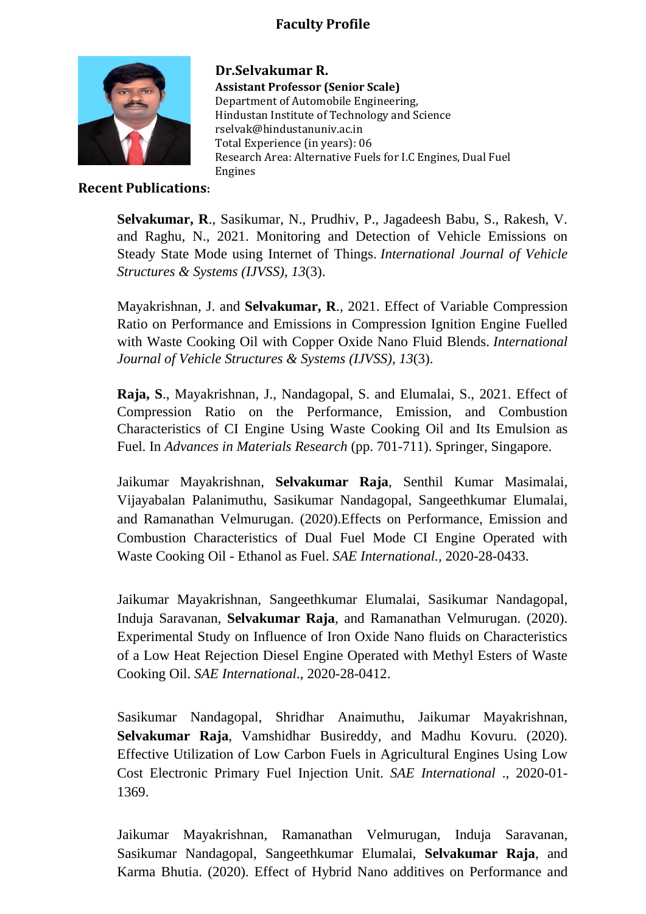# Faculty Profile

**Dr.Selvakumar R.**
**Assistant Professor (Senior Scale)**
Department of Automobile Engineering,
Hindustan Institute of Technology and Science
rselvak@hindustanuniv.ac.in
Total Experience (in years): 06
Research Area: Alternative Fuels for I.C Engines, Dual Fuel Engines

## Recent Publications:

**Selvakumar, R**., Sasikumar, N., Prudhiv, P., Jagadeesh Babu, S., Rakesh, V. and Raghu, N., 2021. Monitoring and Detection of Vehicle Emissions on Steady State Mode using Internet of Things. *International Journal of Vehicle Structures & Systems (IJVSS)*, *13*(3).

Mayakrishnan, J. and **Selvakumar, R**., 2021. Effect of Variable Compression Ratio on Performance and Emissions in Compression Ignition Engine Fuelled with Waste Cooking Oil with Copper Oxide Nano Fluid Blends. *International Journal of Vehicle Structures & Systems (IJVSS)*, *13*(3).

**Raja, S**., Mayakrishnan, J., Nandagopal, S. and Elumalai, S., 2021. Effect of Compression Ratio on the Performance, Emission, and Combustion Characteristics of CI Engine Using Waste Cooking Oil and Its Emulsion as Fuel. In *Advances in Materials Research* (pp. 701-711). Springer, Singapore.

Jaikumar Mayakrishnan, **Selvakumar Raja**, Senthil Kumar Masimalai, Vijayabalan Palanimuthu, Sasikumar Nandagopal, Sangeethkumar Elumalai, and Ramanathan Velmurugan. (2020).Effects on Performance, Emission and Combustion Characteristics of Dual Fuel Mode CI Engine Operated with Waste Cooking Oil - Ethanol as Fuel. *SAE International.*, 2020-28-0433.

Jaikumar Mayakrishnan, Sangeethkumar Elumalai, Sasikumar Nandagopal, Induja Saravanan, **Selvakumar Raja**, and Ramanathan Velmurugan. (2020). Experimental Study on Influence of Iron Oxide Nano fluids on Characteristics of a Low Heat Rejection Diesel Engine Operated with Methyl Esters of Waste Cooking Oil. *SAE International*., 2020-28-0412.

Sasikumar Nandagopal, Shridhar Anaimuthu, Jaikumar Mayakrishnan, **Selvakumar Raja**, Vamshidhar Busireddy, and Madhu Kovuru. (2020). Effective Utilization of Low Carbon Fuels in Agricultural Engines Using Low Cost Electronic Primary Fuel Injection Unit. *SAE International* ., 2020-01-1369.

Jaikumar Mayakrishnan, Ramanathan Velmurugan, Induja Saravanan, Sasikumar Nandagopal, Sangeethkumar Elumalai, **Selvakumar Raja**, and Karma Bhutia. (2020). Effect of Hybrid Nano additives on Performance and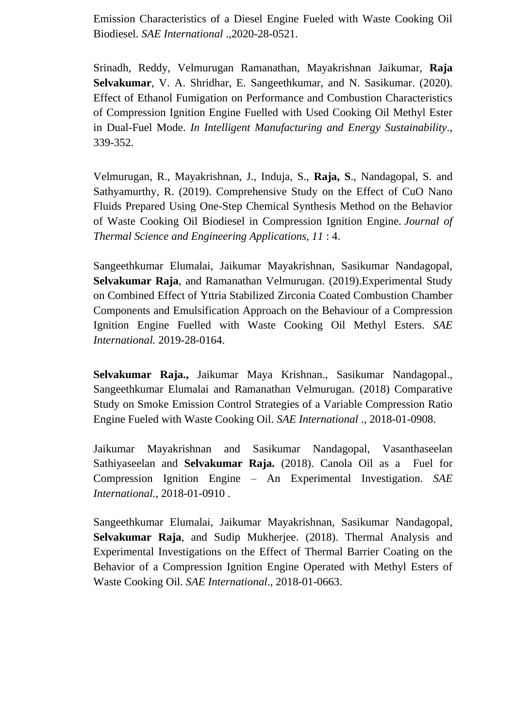Emission Characteristics of a Diesel Engine Fueled with Waste Cooking Oil Biodiesel. *SAE International* .,2020-28-0521.

Srinadh, Reddy, Velmurugan Ramanathan, Mayakrishnan Jaikumar, **Raja Selvakumar**, V. A. Shridhar, E. Sangeethkumar, and N. Sasikumar. (2020). Effect of Ethanol Fumigation on Performance and Combustion Characteristics of Compression Ignition Engine Fuelled with Used Cooking Oil Methyl Ester in Dual-Fuel Mode. *In Intelligent Manufacturing and Energy Sustainability*., 339-352.

Velmurugan, R., Mayakrishnan, J., Induja, S., **Raja, S**., Nandagopal, S. and Sathyamurthy, R. (2019). Comprehensive Study on the Effect of CuO Nano Fluids Prepared Using One-Step Chemical Synthesis Method on the Behavior of Waste Cooking Oil Biodiesel in Compression Ignition Engine. *Journal of Thermal Science and Engineering Applications*, *11* : 4.

Sangeethkumar Elumalai, Jaikumar Mayakrishnan, Sasikumar Nandagopal, **Selvakumar Raja**, and Ramanathan Velmurugan. (2019).Experimental Study on Combined Effect of Yttria Stabilized Zirconia Coated Combustion Chamber Components and Emulsification Approach on the Behaviour of a Compression Ignition Engine Fuelled with Waste Cooking Oil Methyl Esters. *SAE International.* 2019-28-0164.

**Selvakumar Raja.,** Jaikumar Maya Krishnan., Sasikumar Nandagopal., Sangeethkumar Elumalai and Ramanathan Velmurugan. (2018) Comparative Study on Smoke Emission Control Strategies of a Variable Compression Ratio Engine Fueled with Waste Cooking Oil. *SAE International* ., 2018-01-0908.

Jaikumar Mayakrishnan and Sasikumar Nandagopal, Vasanthaseelan Sathiyaseelan and **Selvakumar Raja.** (2018). Canola Oil as a Fuel for Compression Ignition Engine – An Experimental Investigation. *SAE International*., 2018-01-0910 .

Sangeethkumar Elumalai, Jaikumar Mayakrishnan, Sasikumar Nandagopal, **Selvakumar Raja**, and Sudip Mukherjee. (2018). Thermal Analysis and Experimental Investigations on the Effect of Thermal Barrier Coating on the Behavior of a Compression Ignition Engine Operated with Methyl Esters of Waste Cooking Oil. *SAE International*., 2018-01-0663.